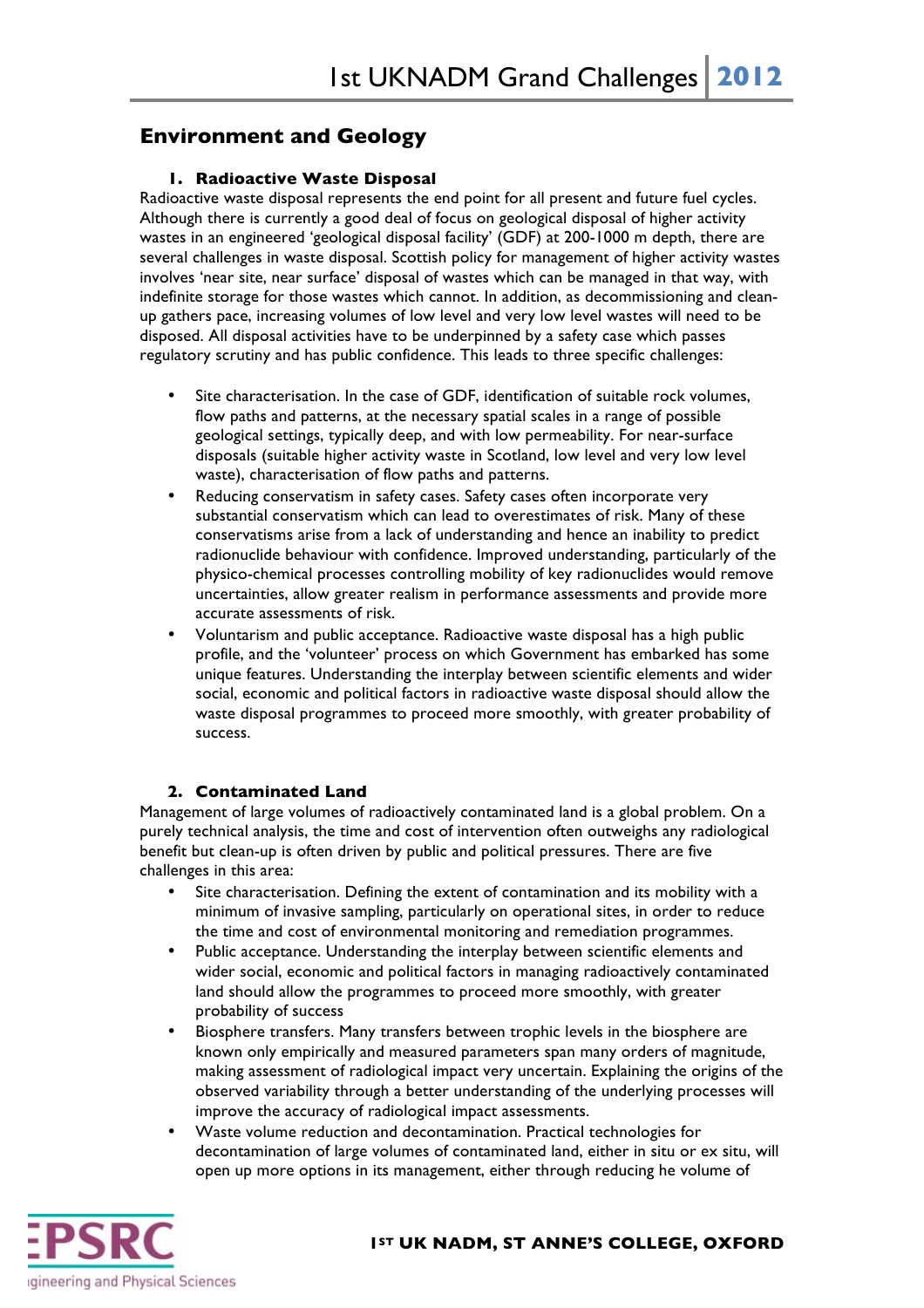## Environment and Geology

### 1. Radioactive Waste Disposal

Radioactive waste disposal represents the end point for all present and future fuel cycles. Although there is currently a good deal of focus on geological disposal of higher activity wastes in an engineered 'geological disposal facility' (GDF) at 200-1000 m depth, there are several challenges in waste disposal. Scottish policy for management of higher activity wastes involves 'near site, near surface' disposal of wastes which can be managed in that way, with indefinite storage for those wastes which cannot. In addition, as decommissioning and clean-up gathers pace, increasing volumes of low level and very low level wastes will need to be disposed. All disposal activities have to be underpinned by a safety case which passes regulatory scrutiny and has public confidence. This leads to three specific challenges:

- Site characterisation. In the case of GDF, identification of suitable rock volumes, flow paths and patterns, at the necessary spatial scales in a range of possible geological settings, typically deep, and with low permeability. For near-surface disposals (suitable higher activity waste in Scotland, low level and very low level waste), characterisation of flow paths and patterns.
- Reducing conservatism in safety cases. Safety cases often incorporate very substantial conservatism which can lead to overestimates of risk. Many of these conservatisms arise from a lack of understanding and hence an inability to predict radionuclide behaviour with confidence. Improved understanding, particularly of the physico-chemical processes controlling mobility of key radionuclides would remove uncertainties, allow greater realism in performance assessments and provide more accurate assessments of risk.
- Voluntarism and public acceptance. Radioactive waste disposal has a high public profile, and the 'volunteer' process on which Government has embarked has some unique features. Understanding the interplay between scientific elements and wider social, economic and political factors in radioactive waste disposal should allow the waste disposal programmes to proceed more smoothly, with greater probability of success.

### 2. Contaminated Land

Management of large volumes of radioactively contaminated land is a global problem. On a purely technical analysis, the time and cost of intervention often outweighs any radiological benefit but clean-up is often driven by public and political pressures. There are five challenges in this area:

- Site characterisation. Defining the extent of contamination and its mobility with a minimum of invasive sampling, particularly on operational sites, in order to reduce the time and cost of environmental monitoring and remediation programmes.
- Public acceptance. Understanding the interplay between scientific elements and wider social, economic and political factors in managing radioactively contaminated land should allow the programmes to proceed more smoothly, with greater probability of success
- Biosphere transfers. Many transfers between trophic levels in the biosphere are known only empirically and measured parameters span many orders of magnitude, making assessment of radiological impact very uncertain. Explaining the origins of the observed variability through a better understanding of the underlying processes will improve the accuracy of radiological impact assessments.
- Waste volume reduction and decontamination. Practical technologies for decontamination of large volumes of contaminated land, either in situ or ex situ, will open up more options in its management, either through reducing he volume of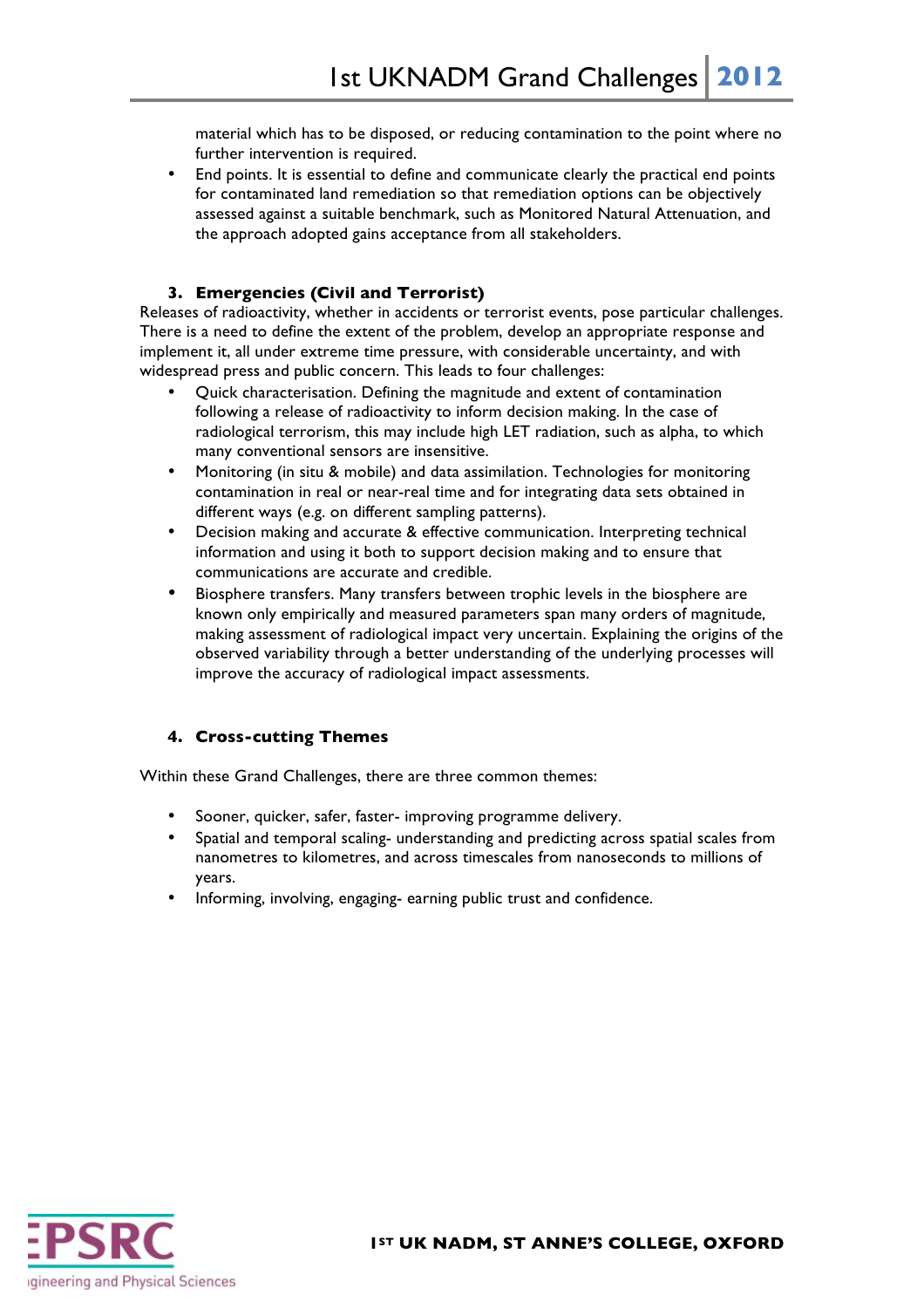material which has to be disposed, or reducing contamination to the point where no further intervention is required.

- End points. It is essential to define and communicate clearly the practical end points for contaminated land remediation so that remediation options can be objectively assessed against a suitable benchmark, such as Monitored Natural Attenuation, and the approach adopted gains acceptance from all stakeholders.

### 3. Emergencies (Civil and Terrorist)

Releases of radioactivity, whether in accidents or terrorist events, pose particular challenges. There is a need to define the extent of the problem, develop an appropriate response and implement it, all under extreme time pressure, with considerable uncertainty, and with widespread press and public concern. This leads to four challenges:

- Quick characterisation. Defining the magnitude and extent of contamination following a release of radioactivity to inform decision making. In the case of radiological terrorism, this may include high LET radiation, such as alpha, to which many conventional sensors are insensitive.
- Monitoring (in situ & mobile) and data assimilation. Technologies for monitoring contamination in real or near-real time and for integrating data sets obtained in different ways (e.g. on different sampling patterns).
- Decision making and accurate & effective communication. Interpreting technical information and using it both to support decision making and to ensure that communications are accurate and credible.
- Biosphere transfers. Many transfers between trophic levels in the biosphere are known only empirically and measured parameters span many orders of magnitude, making assessment of radiological impact very uncertain. Explaining the origins of the observed variability through a better understanding of the underlying processes will improve the accuracy of radiological impact assessments.

### 4. Cross-cutting Themes

Within these Grand Challenges, there are three common themes:

- Sooner, quicker, safer, faster- improving programme delivery.
- Spatial and temporal scaling- understanding and predicting across spatial scales from nanometres to kilometres, and across timescales from nanoseconds to millions of years.
- Informing, involving, engaging- earning public trust and confidence.